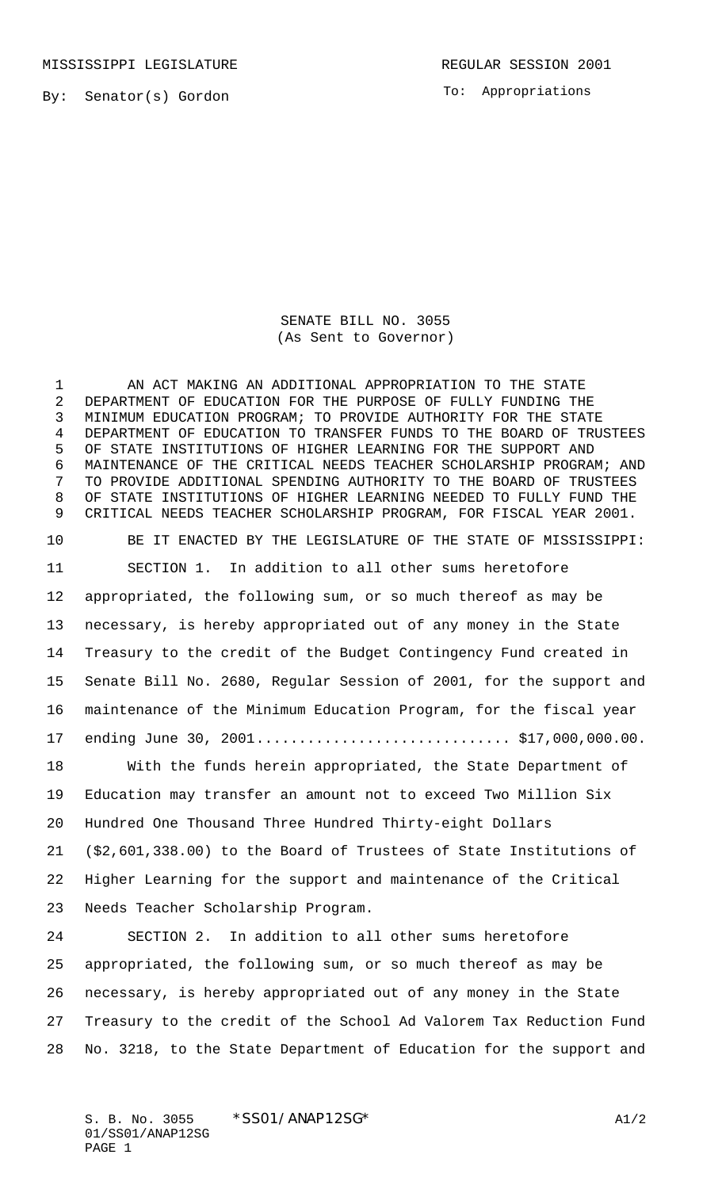MISSISSIPPI LEGISLATURE REGULAR SESSION 2001

By: Senator(s) Gordon

To: Appropriations

# SENATE BILL NO. 3055
(As Sent to Governor)

AN ACT MAKING AN ADDITIONAL APPROPRIATION TO THE STATE DEPARTMENT OF EDUCATION FOR THE PURPOSE OF FULLY FUNDING THE MINIMUM EDUCATION PROGRAM; TO PROVIDE AUTHORITY FOR THE STATE DEPARTMENT OF EDUCATION TO TRANSFER FUNDS TO THE BOARD OF TRUSTEES OF STATE INSTITUTIONS OF HIGHER LEARNING FOR THE SUPPORT AND MAINTENANCE OF THE CRITICAL NEEDS TEACHER SCHOLARSHIP PROGRAM; AND TO PROVIDE ADDITIONAL SPENDING AUTHORITY TO THE BOARD OF TRUSTEES OF STATE INSTITUTIONS OF HIGHER LEARNING NEEDED TO FULLY FUND THE CRITICAL NEEDS TEACHER SCHOLARSHIP PROGRAM, FOR FISCAL YEAR 2001.

BE IT ENACTED BY THE LEGISLATURE OF THE STATE OF MISSISSIPPI:

SECTION 1. In addition to all other sums heretofore appropriated, the following sum, or so much thereof as may be necessary, is hereby appropriated out of any money in the State Treasury to the credit of the Budget Contingency Fund created in Senate Bill No. 2680, Regular Session of 2001, for the support and maintenance of the Minimum Education Program, for the fiscal year ending June 30, 2001............................. $17,000,000.00.

With the funds herein appropriated, the State Department of Education may transfer an amount not to exceed Two Million Six Hundred One Thousand Three Hundred Thirty-eight Dollars ($2,601,338.00) to the Board of Trustees of State Institutions of Higher Learning for the support and maintenance of the Critical Needs Teacher Scholarship Program.

SECTION 2. In addition to all other sums heretofore appropriated, the following sum, or so much thereof as may be necessary, is hereby appropriated out of any money in the State Treasury to the credit of the School Ad Valorem Tax Reduction Fund No. 3218, to the State Department of Education for the support and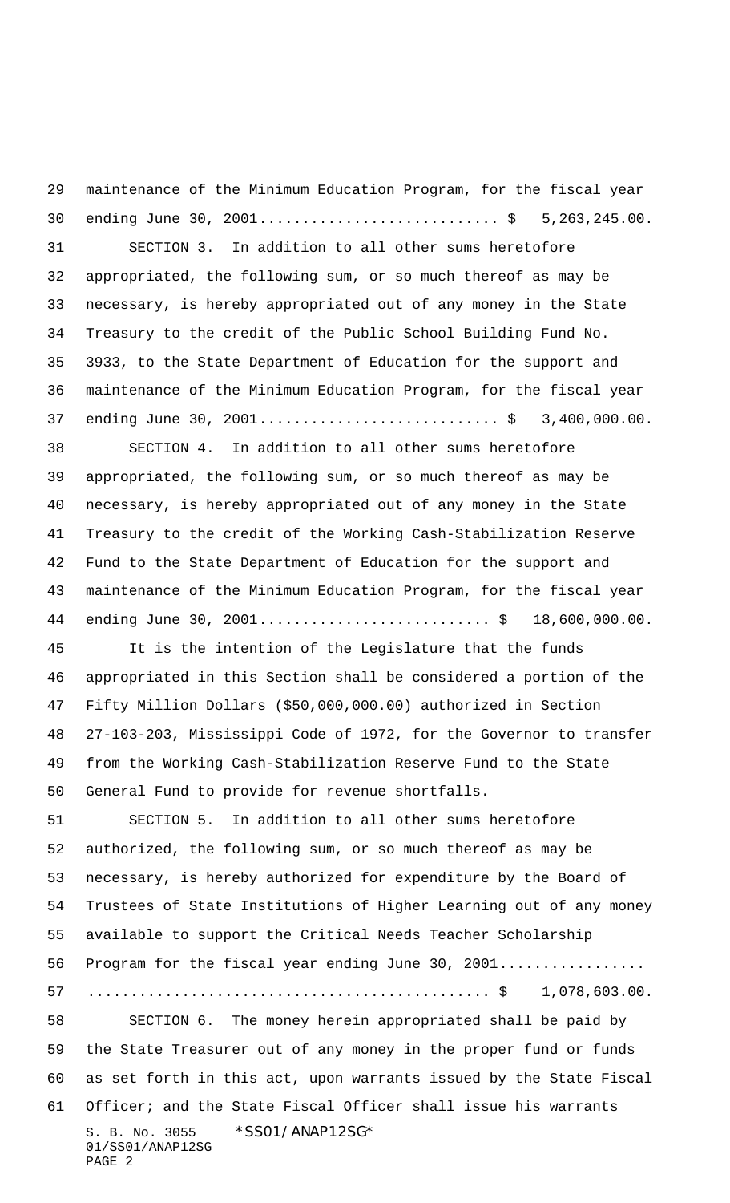maintenance of the Minimum Education Program, for the fiscal year ending June 30, 2001............................ $ 5,263,245.00.

SECTION 3. In addition to all other sums heretofore appropriated, the following sum, or so much thereof as may be necessary, is hereby appropriated out of any money in the State Treasury to the credit of the Public School Building Fund No. 3933, to the State Department of Education for the support and maintenance of the Minimum Education Program, for the fiscal year ending June 30, 2001............................ $ 3,400,000.00.

SECTION 4. In addition to all other sums heretofore appropriated, the following sum, or so much thereof as may be necessary, is hereby appropriated out of any money in the State Treasury to the credit of the Working Cash-Stabilization Reserve Fund to the State Department of Education for the support and maintenance of the Minimum Education Program, for the fiscal year ending June 30, 2001........................... $ 18,600,000.00.

It is the intention of the Legislature that the funds appropriated in this Section shall be considered a portion of the Fifty Million Dollars ($50,000,000.00) authorized in Section 27-103-203, Mississippi Code of 1972, for the Governor to transfer from the Working Cash-Stabilization Reserve Fund to the State General Fund to provide for revenue shortfalls.

SECTION 5. In addition to all other sums heretofore authorized, the following sum, or so much thereof as may be necessary, is hereby authorized for expenditure by the Board of Trustees of State Institutions of Higher Learning out of any money available to support the Critical Needs Teacher Scholarship Program for the fiscal year ending June 30, 2001.................................................................. $ 1,078,603.00.

SECTION 6. The money herein appropriated shall be paid by the State Treasurer out of any money in the proper fund or funds as set forth in this act, upon warrants issued by the State Fiscal Officer; and the State Fiscal Officer shall issue his warrants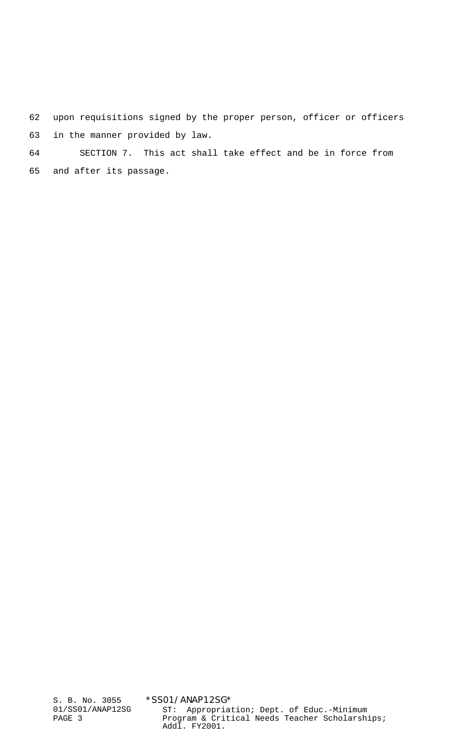upon requisitions signed by the proper person, officer or officers in the manner provided by law.

SECTION 7. This act shall take effect and be in force from and after its passage.